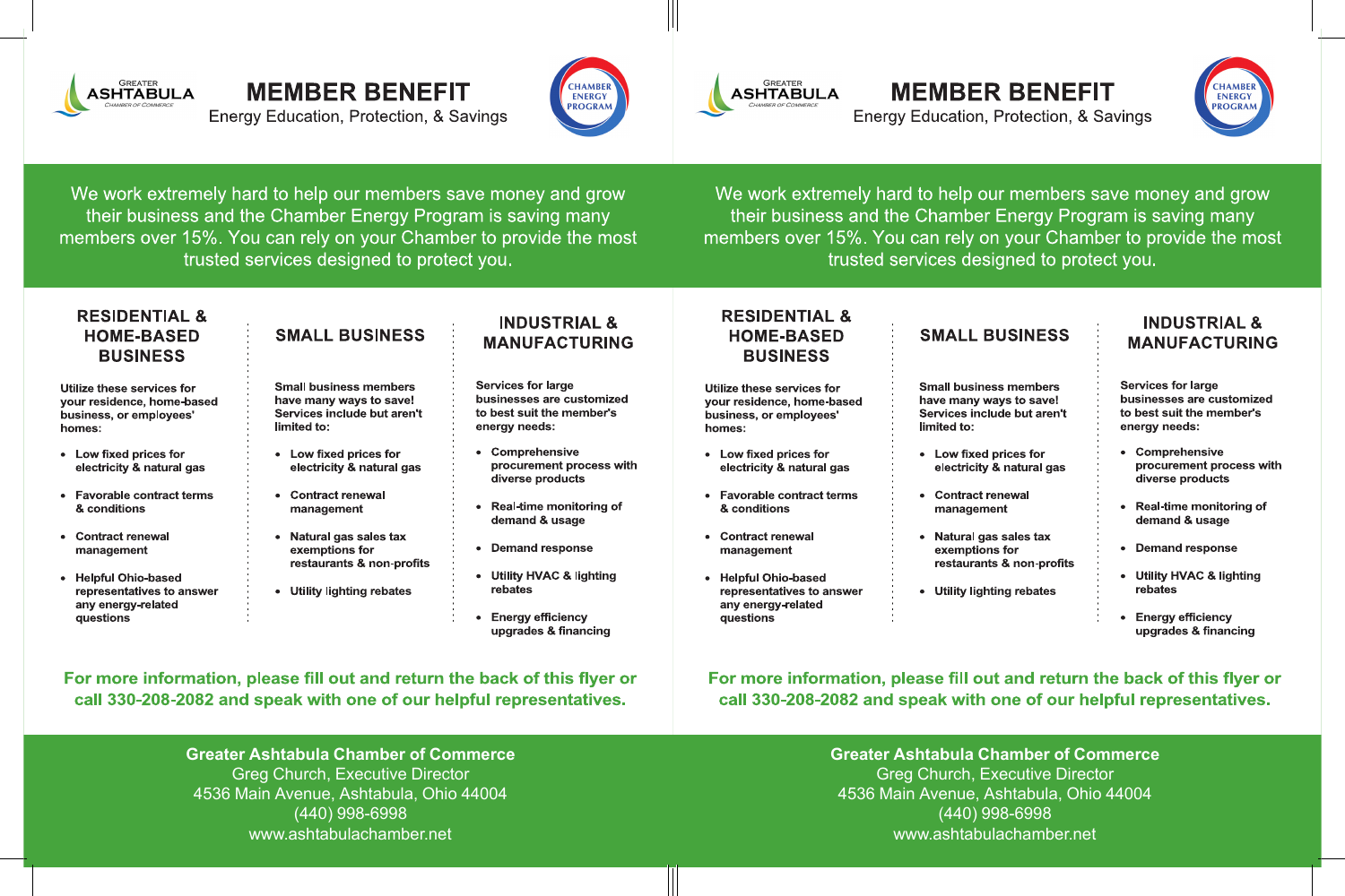GREATER ASHTABULA
CHAMBER OF COMMERCE

# MEMBER BENEFIT

Energy Education, Protection, & Savings

CHAMBER ENERGY PROGRAM

We work extremely hard to help our members save money and grow their business and the Chamber Energy Program is saving many members over 15%. You can rely on your Chamber to provide the most trusted services designed to protect you.

## RESIDENTIAL & HOME-BASED BUSINESS

**Utilize these services for your residence, home-based business, or employees' homes:**

- **Low fixed prices for electricity & natural gas**
- **Favorable contract terms & conditions**
- **Contract renewal management**
- **Helpful Ohio-based representatives to answer any energy-related questions**

## SMALL BUSINESS

**Small business members have many ways to save! Services include but aren't limited to:**

- **Low fixed prices for electricity & natural gas**
- **Contract renewal management**
- **Natural gas sales tax exemptions for restaurants & non-profits**
- **Utility lighting rebates**

## INDUSTRIAL & MANUFACTURING

**Services for large businesses are customized to best suit the member's energy needs:**

- **Comprehensive procurement process with diverse products**
- **Real-time monitoring of demand & usage**
- **Demand response**
- **Utility HVAC & lighting rebates**
- **Energy efficiency upgrades & financing**

**For more information, please fill out and return the back of this flyer or call 330-208-2082 and speak with one of our helpful representatives.**

**Greater Ashtabula Chamber of Commerce**
Greg Church, Executive Director
4536 Main Avenue, Ashtabula, Ohio 44004
(440) 998-6998
www.ashtabulachamber.net

---

GREATER ASHTABULA
CHAMBER OF COMMERCE

# MEMBER BENEFIT

Energy Education, Protection, & Savings

CHAMBER ENERGY PROGRAM

We work extremely hard to help our members save money and grow their business and the Chamber Energy Program is saving many members over 15%. You can rely on your Chamber to provide the most trusted services designed to protect you.

## RESIDENTIAL & HOME-BASED BUSINESS

**Utilize these services for your residence, home-based business, or employees' homes:**

- **Low fixed prices for electricity & natural gas**
- **Favorable contract terms & conditions**
- **Contract renewal management**
- **Helpful Ohio-based representatives to answer any energy-related questions**

## SMALL BUSINESS

**Small business members have many ways to save! Services include but aren't limited to:**

- **Low fixed prices for electricity & natural gas**
- **Contract renewal management**
- **Natural gas sales tax exemptions for restaurants & non-profits**
- **Utility lighting rebates**

## INDUSTRIAL & MANUFACTURING

**Services for large businesses are customized to best suit the member's energy needs:**

- **Comprehensive procurement process with diverse products**
- **Real-time monitoring of demand & usage**
- **Demand response**
- **Utility HVAC & lighting rebates**
- **Energy efficiency upgrades & financing**

**For more information, please fill out and return the back of this flyer or call 330-208-2082 and speak with one of our helpful representatives.**

**Greater Ashtabula Chamber of Commerce**
Greg Church, Executive Director
4536 Main Avenue, Ashtabula, Ohio 44004
(440) 998-6998
www.ashtabulachamber.net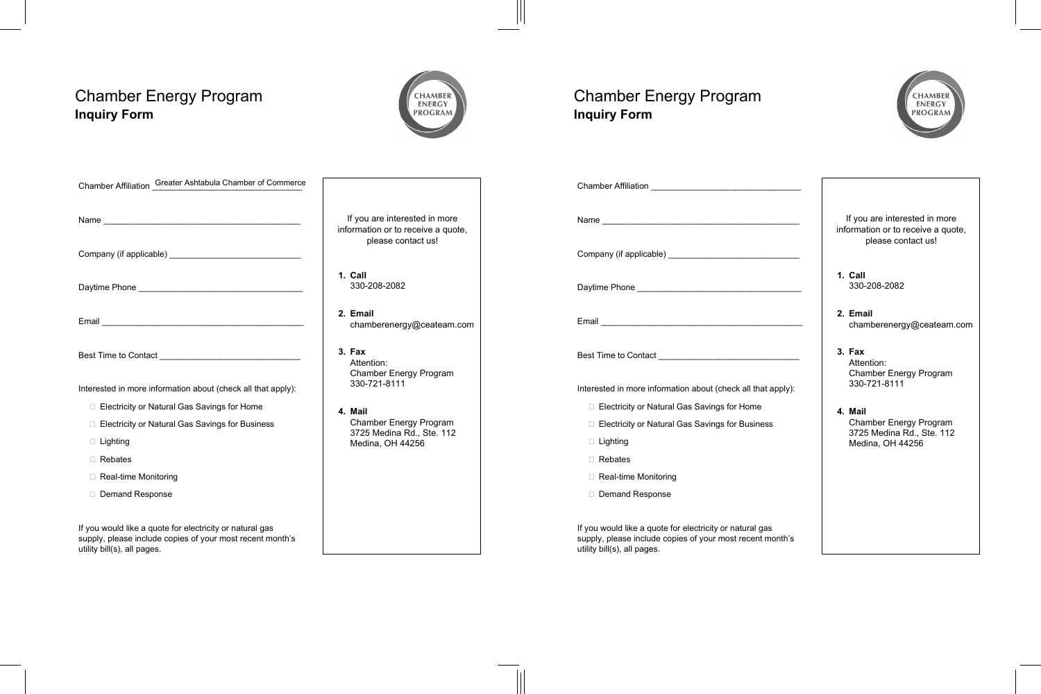# Chamber Energy Program

## Inquiry Form

Chamber Affiliation Greater Ashtabula Chamber of Commerce

Name ___________________________________________

Company (if applicable) ____________________________

Daytime Phone ____________________________________

Email ___________________________________________

Best Time to Contact ______________________________

Interested in more information about (check all that apply):

- ☐ Electricity or Natural Gas Savings for Home
- ☐ Electricity or Natural Gas Savings for Business
- ☐ Lighting
- ☐ Rebates
- ☐ Real-time Monitoring
- ☐ Demand Response

If you would like a quote for electricity or natural gas supply, please include copies of your most recent month's utility bill(s), all pages.

If you are interested in more information or to receive a quote, please contact us!

1. **Call**
   330-208-2082
2. **Email**
   chamberenergy@ceateam.com
3. **Fax**
   Attention:
   Chamber Energy Program
   330-721-8111
4. **Mail**
   Chamber Energy Program
   3725 Medina Rd., Ste. 112
   Medina, OH 44256

# Chamber Energy Program

## Inquiry Form

Chamber Affiliation _______________________________

Name ___________________________________________

Company (if applicable) ____________________________

Daytime Phone ____________________________________

Email ___________________________________________

Best Time to Contact ______________________________

Interested in more information about (check all that apply):

- ☐ Electricity or Natural Gas Savings for Home
- ☐ Electricity or Natural Gas Savings for Business
- ☐ Lighting
- ☐ Rebates
- ☐ Real-time Monitoring
- ☐ Demand Response

If you would like a quote for electricity or natural gas supply, please include copies of your most recent month's utility bill(s), all pages.

If you are interested in more information or to receive a quote, please contact us!

1. **Call**
   330-208-2082
2. **Email**
   chamberenergy@ceateam.com
3. **Fax**
   Attention:
   Chamber Energy Program
   330-721-8111
4. **Mail**
   Chamber Energy Program
   3725 Medina Rd., Ste. 112
   Medina, OH 44256